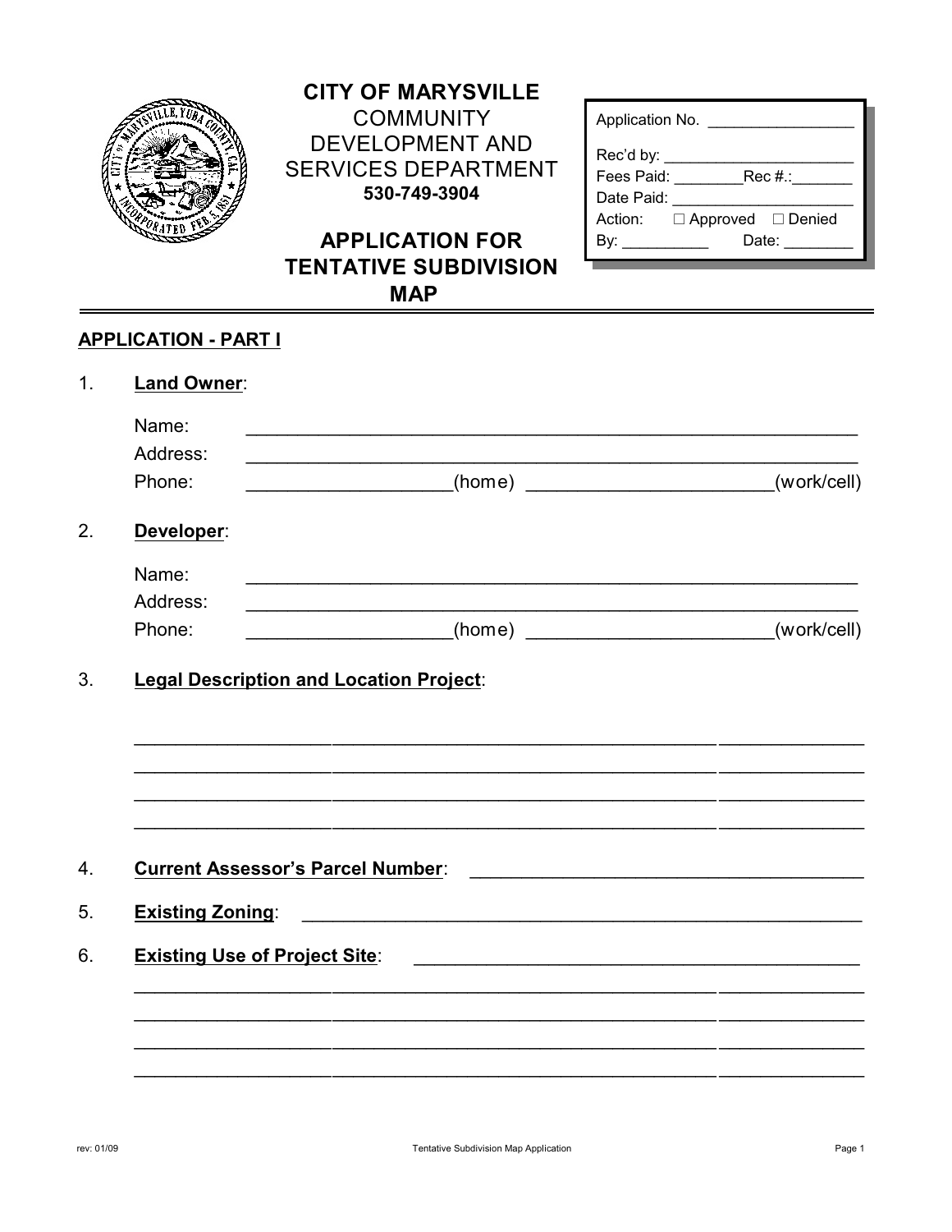# CITY OF MARYSVILLE

COMMUNITY DEVELOPMENT AND SERVICES DEPARTMENT

**530-749-3904**

## APPLICATION FOR TENTATIVE SUBDIVISION MAP

| Application No. ________________ |
|---|
| Rec'd by: ______________________ |
| Fees Paid: ________Rec #.:_______ |
| Date Paid: _____________________ |
| Action: ☐ Approved ☐ Denied |
| By: __________ Date: ________ |

---

**APPLICATION - PART I**

1. **Land Owner**:

   Name: ____________________________________________________________

   Address: ____________________________________________________________

   Phone: ___________________(home) _______________________(work/cell)

2. **Developer**:

   Name: ____________________________________________________________

   Address: ____________________________________________________________

   Phone: ___________________(home) _______________________(work/cell)

3. **Legal Description and Location Project**:

   ____________________________________________________________________

   ____________________________________________________________________

   ____________________________________________________________________

   ____________________________________________________________________

4. **Current Assessor's Parcel Number**: ______________________________________

5. **Existing Zoning**: ________________________________________________________

6. **Existing Use of Project Site**: __________________________________________

   ____________________________________________________________________

   ____________________________________________________________________

   ____________________________________________________________________

   ____________________________________________________________________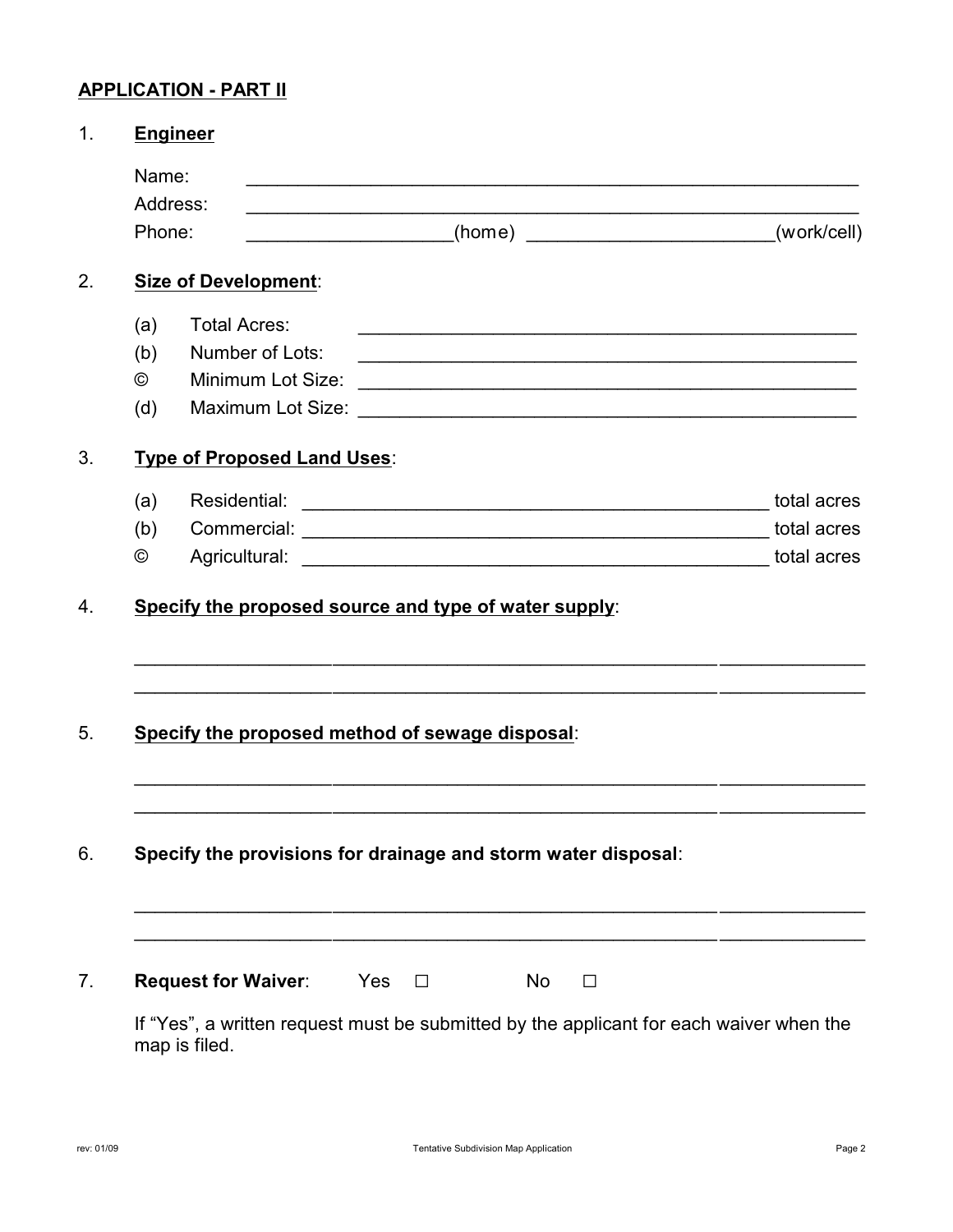## APPLICATION - PART II

1. **Engineer**

   Name: ____________________________________________________________

   Address: ____________________________________________________________

   Phone: ____________________(home) ________________________(work/cell)

2. **Size of Development**:

   (a) Total Acres: __________________________________________________

   (b) Number of Lots: __________________________________________________

   © Minimum Lot Size: __________________________________________________

   (d) Maximum Lot Size: __________________________________________________

3. **Type of Proposed Land Uses**:

   (a) Residential: ______________________________________________ total acres

   (b) Commercial: ______________________________________________ total acres

   © Agricultural: ______________________________________________ total acres

4. **Specify the proposed source and type of water supply**:

   ________________________________________________________________________

   ________________________________________________________________________

5. **Specify the proposed method of sewage disposal**:

   ________________________________________________________________________

   ________________________________________________________________________

6. **Specify the provisions for drainage and storm water disposal**:

   ________________________________________________________________________

   ________________________________________________________________________

7. **Request for Waiver**: Yes ☐ No ☐

   If "Yes", a written request must be submitted by the applicant for each waiver when the map is filed.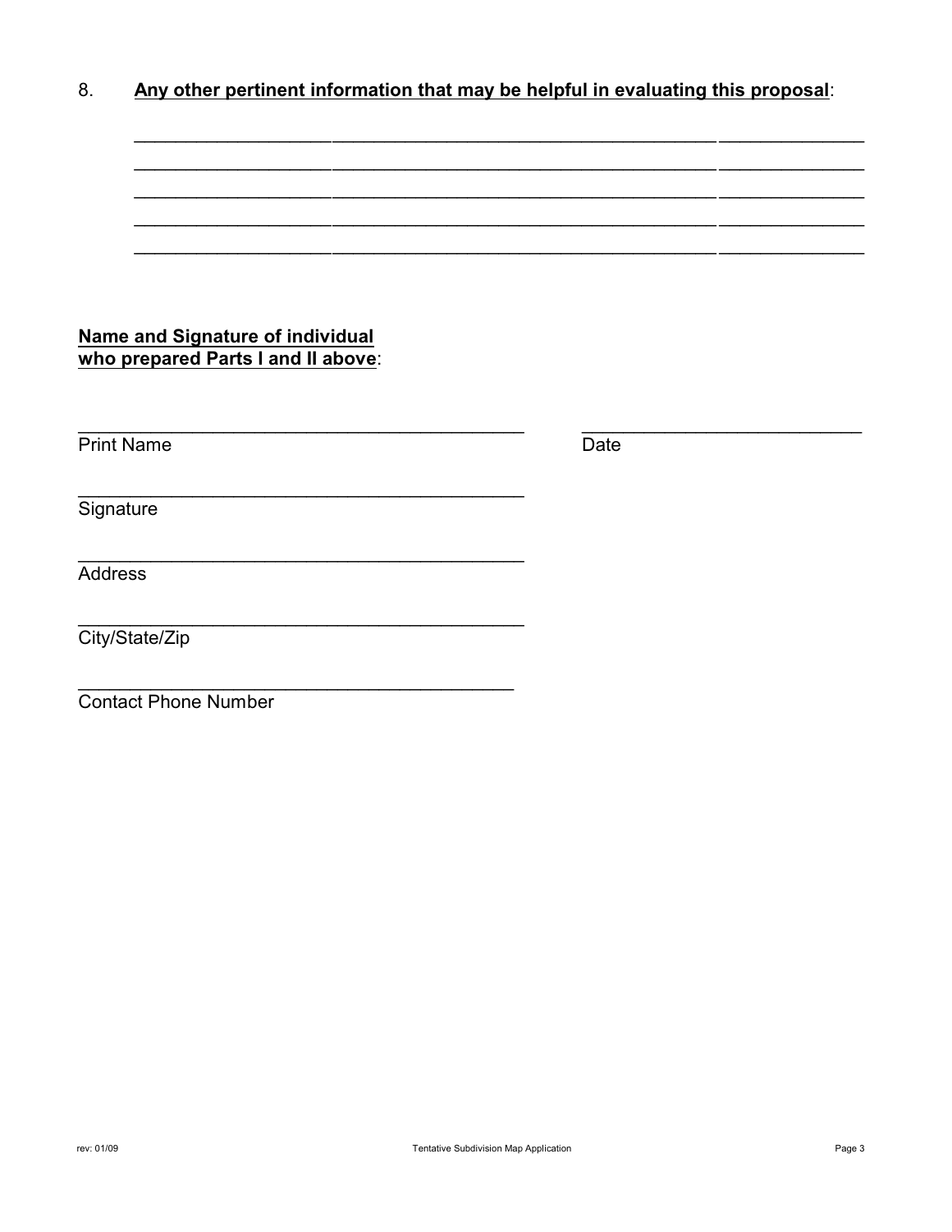8. **Any other pertinent information that may be helpful in evaluating this proposal**:

______________________________________________________________________________

______________________________________________________________________________

______________________________________________________________________________

______________________________________________________________________________

______________________________________________________________________________

**Name and Signature of individual who prepared Parts I and II above**:

_________________________________________ &nbsp;&nbsp;&nbsp;&nbsp; ___________________________
Print Name &nbsp;&nbsp;&nbsp;&nbsp; Date

_________________________________________
Signature

_________________________________________
Address

_________________________________________
City/State/Zip

_________________________________________
Contact Phone Number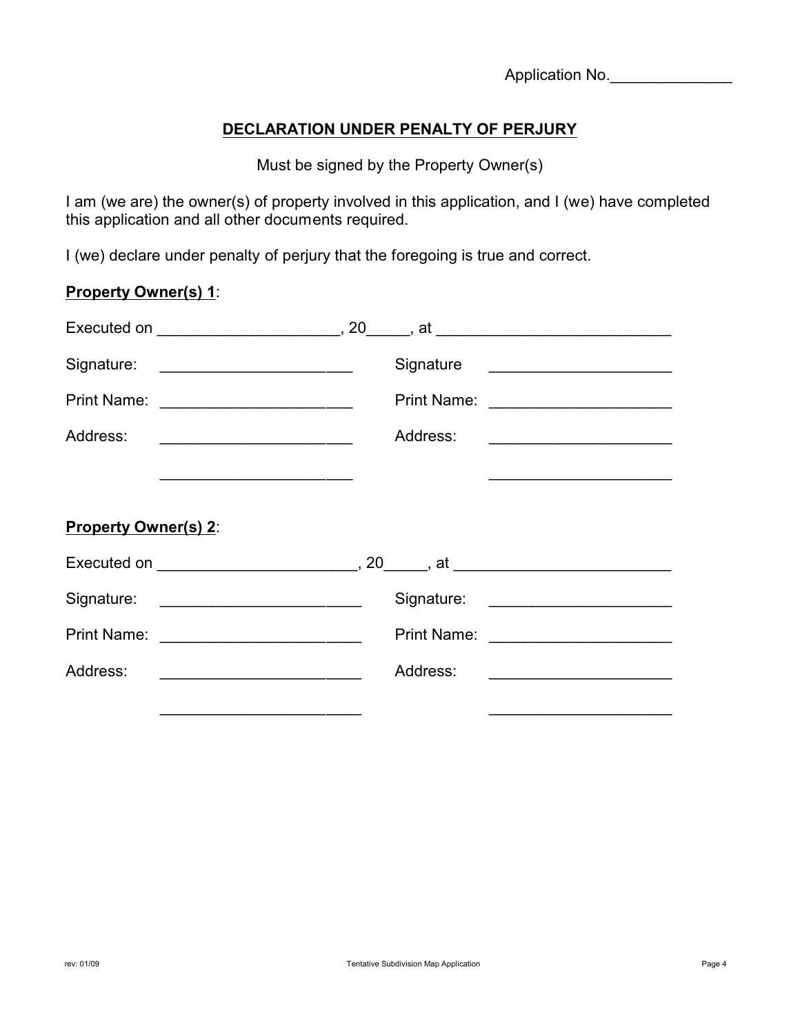Application No.______________

## DECLARATION UNDER PENALTY OF PERJURY

Must be signed by the Property Owner(s)

I am (we are) the owner(s) of property involved in this application, and I (we) have completed this application and all other documents required.

I (we) declare under penalty of perjury that the foregoing is true and correct.

**Property Owner(s) 1**:

Executed on ____________________, 20_____, at __________________________

Signature: ______________________ Signature ____________________

Print Name: ______________________ Print Name: ____________________

Address: ______________________ Address: ____________________

______________________ ____________________

**Property Owner(s) 2**:

Executed on ______________________, 20_____, at ________________________

Signature: _______________________ Signature: ____________________

Print Name: _______________________ Print Name: ____________________

Address: _______________________ Address: ____________________

_______________________ ____________________